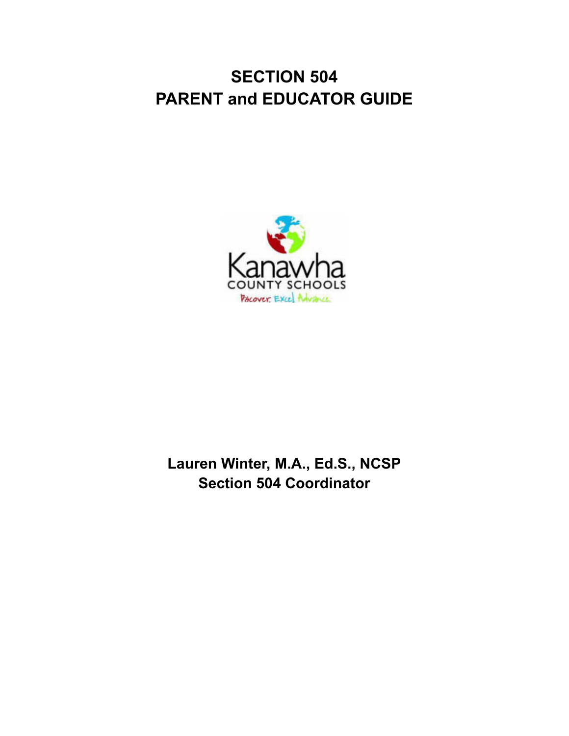# SECTION 504
# PARENT and EDUCATOR GUIDE

Kanawha
COUNTY SCHOOLS
Discover. Excel. Advance.

**Lauren Winter, M.A., Ed.S., NCSP**
**Section 504 Coordinator**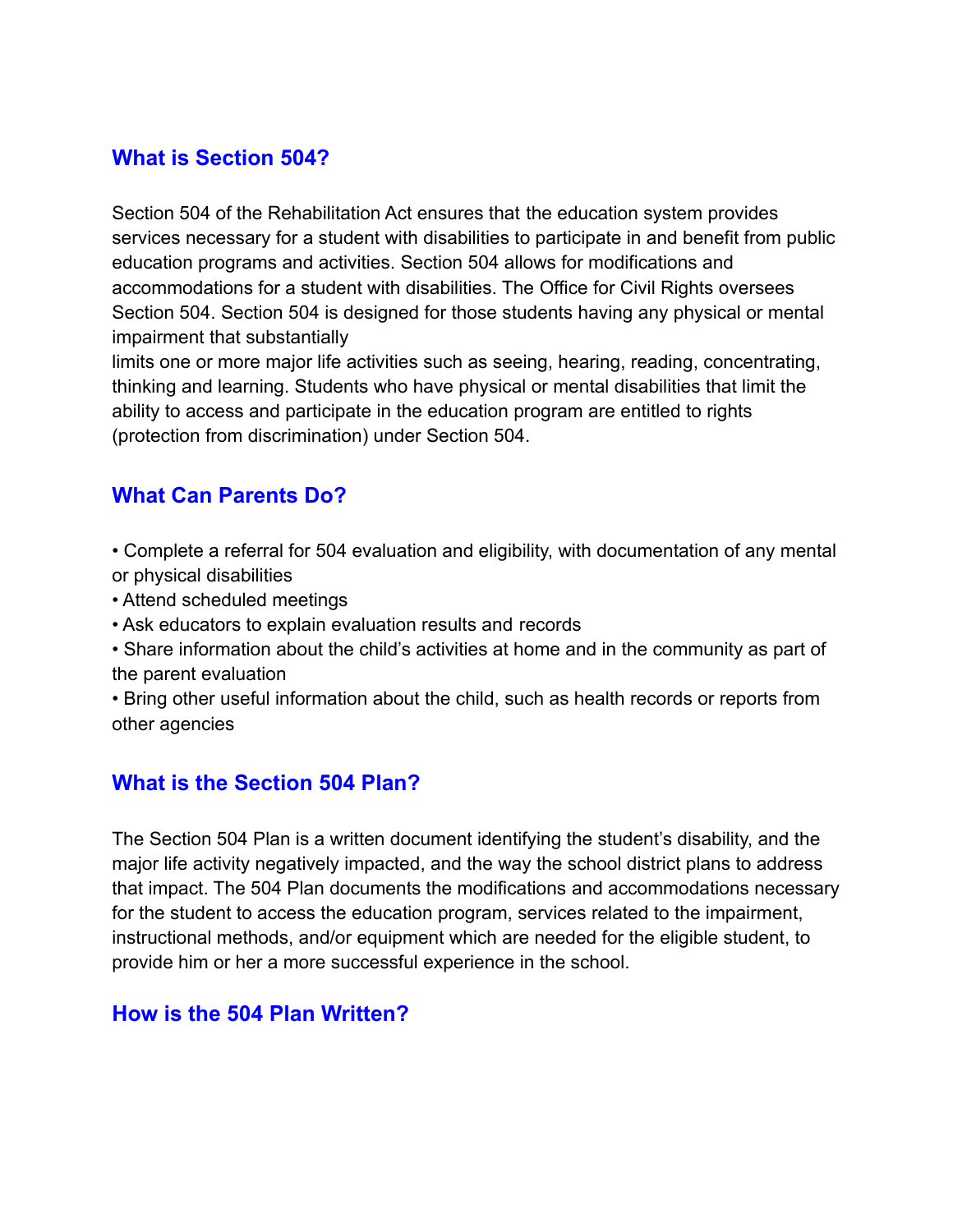## What is Section 504?

Section 504 of the Rehabilitation Act ensures that the education system provides services necessary for a student with disabilities to participate in and benefit from public education programs and activities. Section 504 allows for modifications and accommodations for a student with disabilities. The Office for Civil Rights oversees Section 504. Section 504 is designed for those students having any physical or mental impairment that substantially limits one or more major life activities such as seeing, hearing, reading, concentrating, thinking and learning. Students who have physical or mental disabilities that limit the ability to access and participate in the education program are entitled to rights (protection from discrimination) under Section 504.

## What Can Parents Do?

- Complete a referral for 504 evaluation and eligibility, with documentation of any mental or physical disabilities
- Attend scheduled meetings
- Ask educators to explain evaluation results and records
- Share information about the child's activities at home and in the community as part of the parent evaluation
- Bring other useful information about the child, such as health records or reports from other agencies

## What is the Section 504 Plan?

The Section 504 Plan is a written document identifying the student's disability, and the major life activity negatively impacted, and the way the school district plans to address that impact. The 504 Plan documents the modifications and accommodations necessary for the student to access the education program, services related to the impairment, instructional methods, and/or equipment which are needed for the eligible student, to provide him or her a more successful experience in the school.

## How is the 504 Plan Written?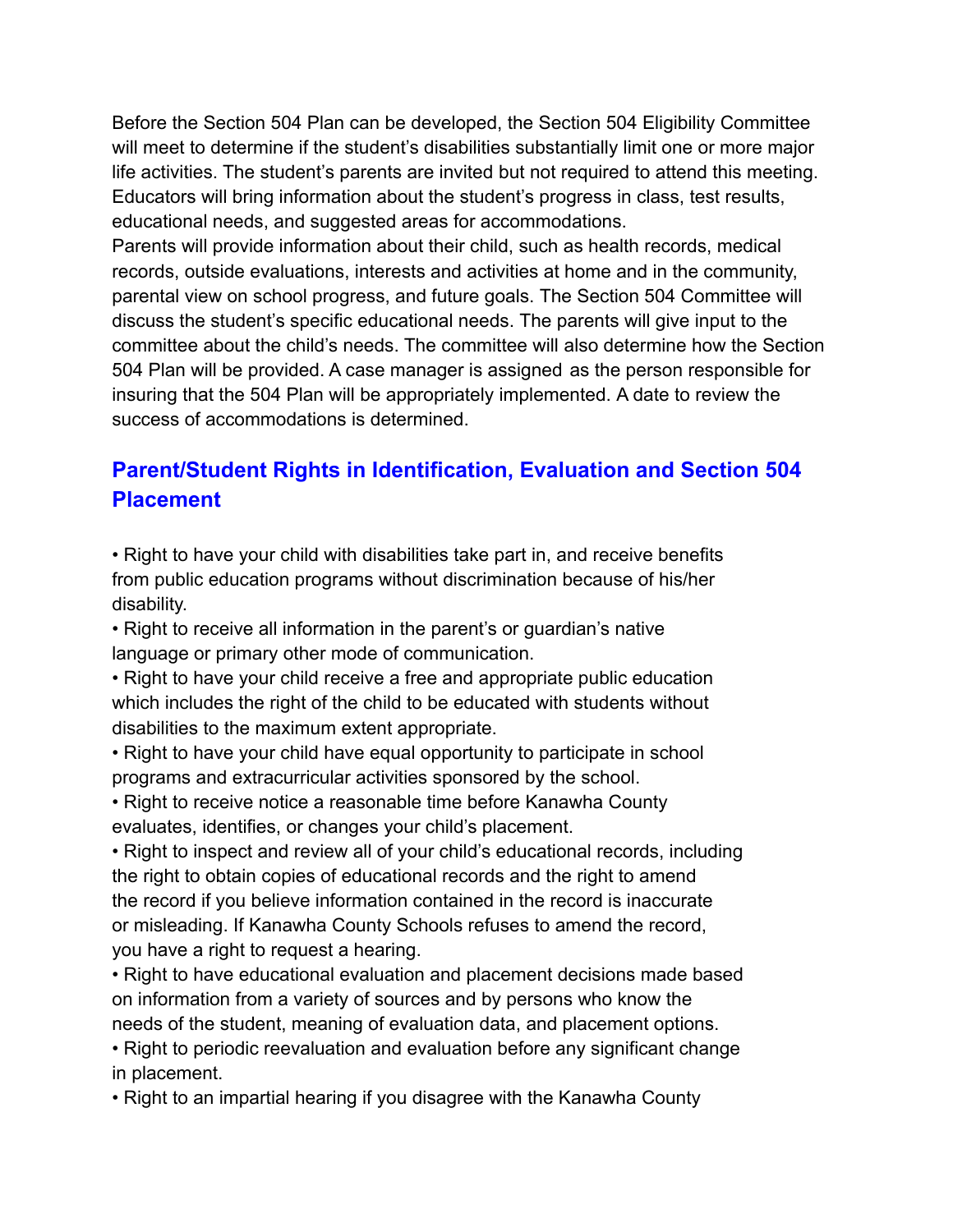Before the Section 504 Plan can be developed, the Section 504 Eligibility Committee will meet to determine if the student's disabilities substantially limit one or more major life activities. The student's parents are invited but not required to attend this meeting. Educators will bring information about the student's progress in class, test results, educational needs, and suggested areas for accommodations.
Parents will provide information about their child, such as health records, medical records, outside evaluations, interests and activities at home and in the community, parental view on school progress, and future goals. The Section 504 Committee will discuss the student's specific educational needs. The parents will give input to the committee about the child's needs. The committee will also determine how the Section 504 Plan will be provided. A case manager is assigned as the person responsible for insuring that the 504 Plan will be appropriately implemented. A date to review the success of accommodations is determined.

## Parent/Student Rights in Identification, Evaluation and Section 504 Placement

- Right to have your child with disabilities take part in, and receive benefits from public education programs without discrimination because of his/her disability.
- Right to receive all information in the parent's or guardian's native language or primary other mode of communication.
- Right to have your child receive a free and appropriate public education which includes the right of the child to be educated with students without disabilities to the maximum extent appropriate.
- Right to have your child have equal opportunity to participate in school programs and extracurricular activities sponsored by the school.
- Right to receive notice a reasonable time before Kanawha County evaluates, identifies, or changes your child's placement.
- Right to inspect and review all of your child's educational records, including the right to obtain copies of educational records and the right to amend the record if you believe information contained in the record is inaccurate or misleading. If Kanawha County Schools refuses to amend the record, you have a right to request a hearing.
- Right to have educational evaluation and placement decisions made based on information from a variety of sources and by persons who know the needs of the student, meaning of evaluation data, and placement options.
- Right to periodic reevaluation and evaluation before any significant change in placement.
- Right to an impartial hearing if you disagree with the Kanawha County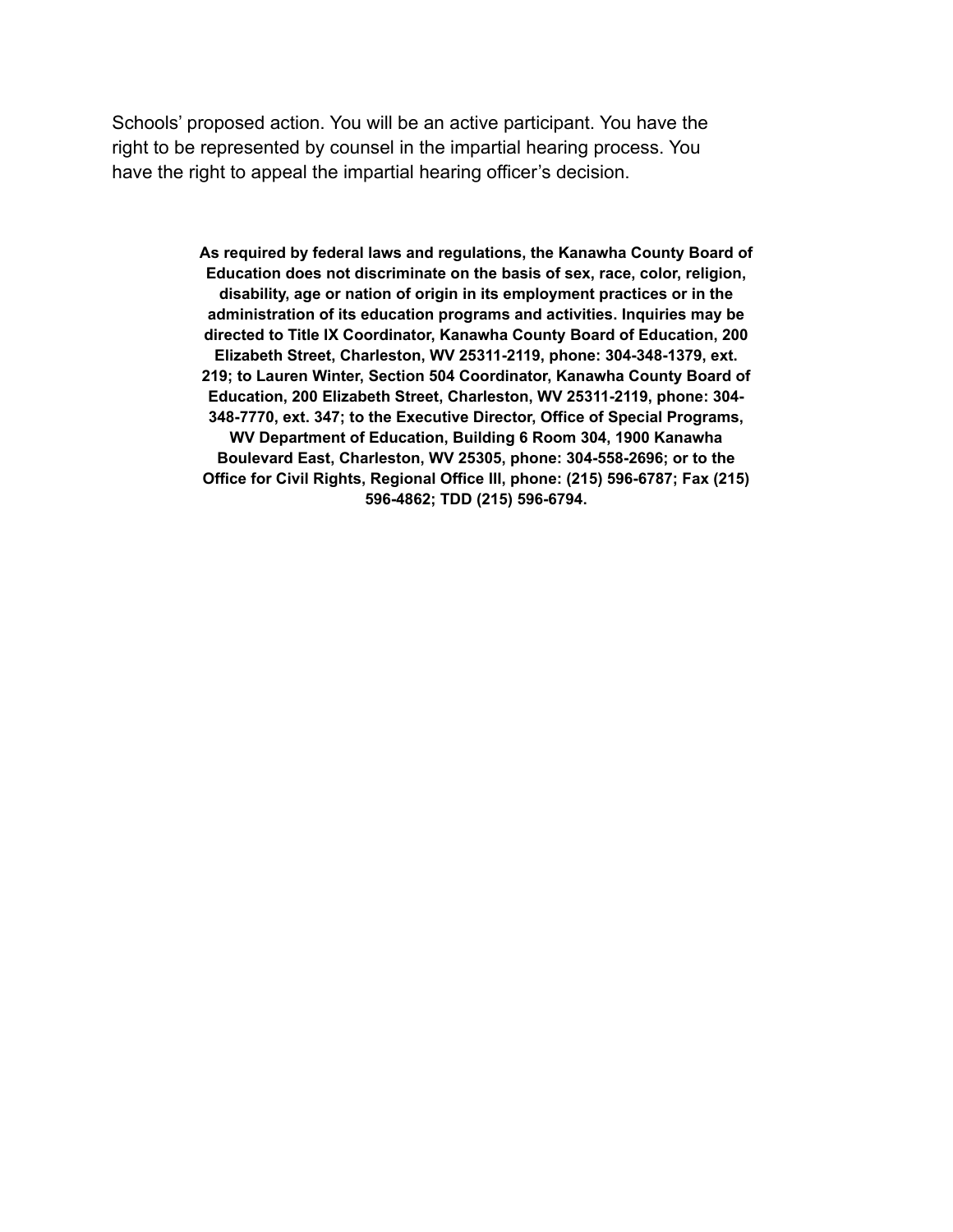Schools' proposed action. You will be an active participant. You have the right to be represented by counsel in the impartial hearing process. You have the right to appeal the impartial hearing officer's decision.

**As required by federal laws and regulations, the Kanawha County Board of Education does not discriminate on the basis of sex, race, color, religion, disability, age or nation of origin in its employment practices or in the administration of its education programs and activities. Inquiries may be directed to Title IX Coordinator, Kanawha County Board of Education, 200 Elizabeth Street, Charleston, WV 25311-2119, phone: 304-348-1379, ext. 219; to Lauren Winter, Section 504 Coordinator, Kanawha County Board of Education, 200 Elizabeth Street, Charleston, WV 25311-2119, phone: 304-348-7770, ext. 347; to the Executive Director, Office of Special Programs, WV Department of Education, Building 6 Room 304, 1900 Kanawha Boulevard East, Charleston, WV 25305, phone: 304-558-2696; or to the Office for Civil Rights, Regional Office III, phone: (215) 596-6787; Fax (215) 596-4862; TDD (215) 596-6794.**